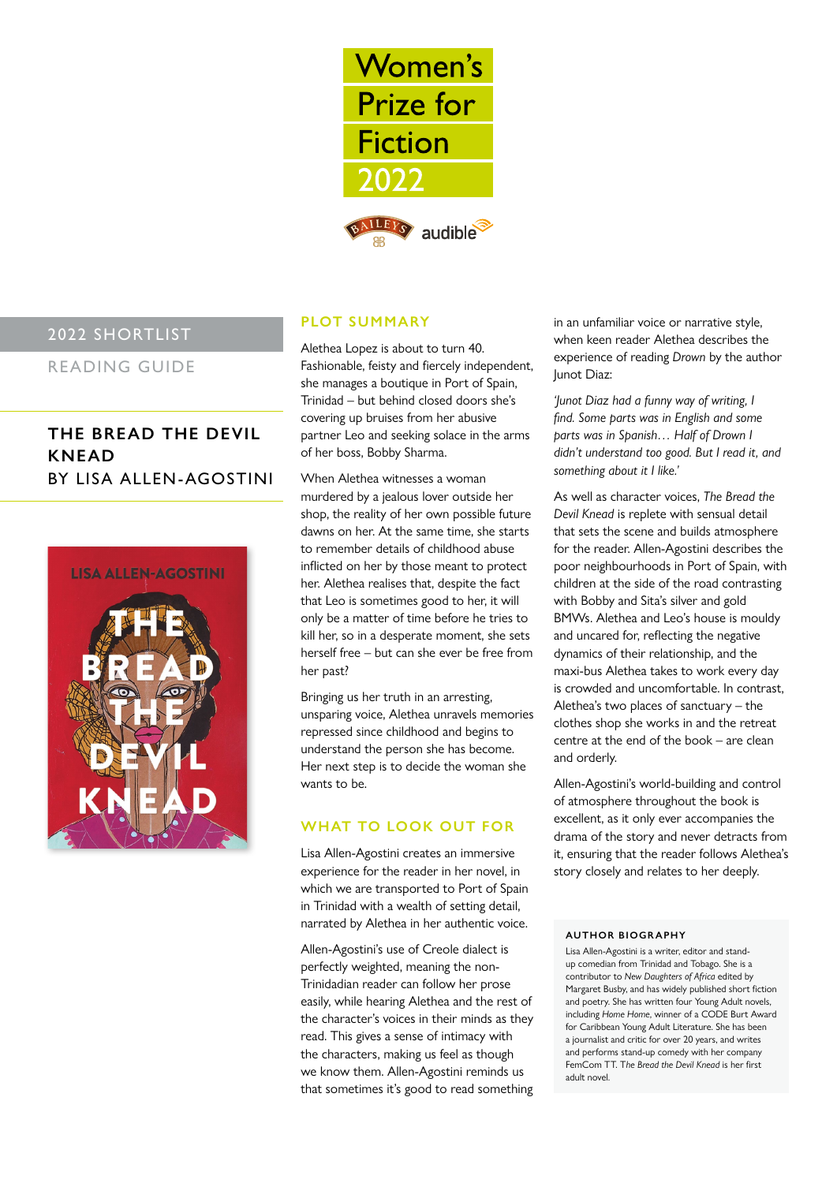# Women's Prize for Fiction 2022

BAILEYS audible

## 2022 SHORTLIST

READING GUIDE

## THE BREAD THE DEVIL KNEAD
BY LISA ALLEN-AGOSTINI

### PLOT SUMMARY

Alethea Lopez is about to turn 40. Fashionable, feisty and fiercely independent, she manages a boutique in Port of Spain, Trinidad – but behind closed doors she's covering up bruises from her abusive partner Leo and seeking solace in the arms of her boss, Bobby Sharma.

When Alethea witnesses a woman murdered by a jealous lover outside her shop, the reality of her own possible future dawns on her. At the same time, she starts to remember details of childhood abuse inflicted on her by those meant to protect her. Alethea realises that, despite the fact that Leo is sometimes good to her, it will only be a matter of time before he tries to kill her, so in a desperate moment, she sets herself free – but can she ever be free from her past?

Bringing us her truth in an arresting, unsparing voice, Alethea unravels memories repressed since childhood and begins to understand the person she has become. Her next step is to decide the woman she wants to be.

### WHAT TO LOOK OUT FOR

Lisa Allen-Agostini creates an immersive experience for the reader in her novel, in which we are transported to Port of Spain in Trinidad with a wealth of setting detail, narrated by Alethea in her authentic voice.

Allen-Agostini's use of Creole dialect is perfectly weighted, meaning the non-Trinidadian reader can follow her prose easily, while hearing Alethea and the rest of the character's voices in their minds as they read. This gives a sense of intimacy with the characters, making us feel as though we know them. Allen-Agostini reminds us that sometimes it's good to read something in an unfamiliar voice or narrative style, when keen reader Alethea describes the experience of reading *Drown* by the author Junot Diaz:

*'Junot Diaz had a funny way of writing, I find. Some parts was in English and some parts was in Spanish… Half of Drown I didn't understand too good. But I read it, and something about it I like.'*

As well as character voices, *The Bread the Devil Knead* is replete with sensual detail that sets the scene and builds atmosphere for the reader. Allen-Agostini describes the poor neighbourhoods in Port of Spain, with children at the side of the road contrasting with Bobby and Sita's silver and gold BMWs. Alethea and Leo's house is mouldy and uncared for, reflecting the negative dynamics of their relationship, and the maxi-bus Alethea takes to work every day is crowded and uncomfortable. In contrast, Alethea's two places of sanctuary – the clothes shop she works in and the retreat centre at the end of the book – are clean and orderly.

Allen-Agostini's world-building and control of atmosphere throughout the book is excellent, as it only ever accompanies the drama of the story and never detracts from it, ensuring that the reader follows Alethea's story closely and relates to her deeply.

#### AUTHOR BIOGRAPHY

Lisa Allen-Agostini is a writer, editor and stand-up comedian from Trinidad and Tobago. She is a contributor to *New Daughters of Africa* edited by Margaret Busby, and has widely published short fiction and poetry. She has written four Young Adult novels, including *Home Home*, winner of a CODE Burt Award for Caribbean Young Adult Literature. She has been a journalist and critic for over 20 years, and writes and performs stand-up comedy with her company FemCom TT. The *Bread the Devil Knead* is her first adult novel.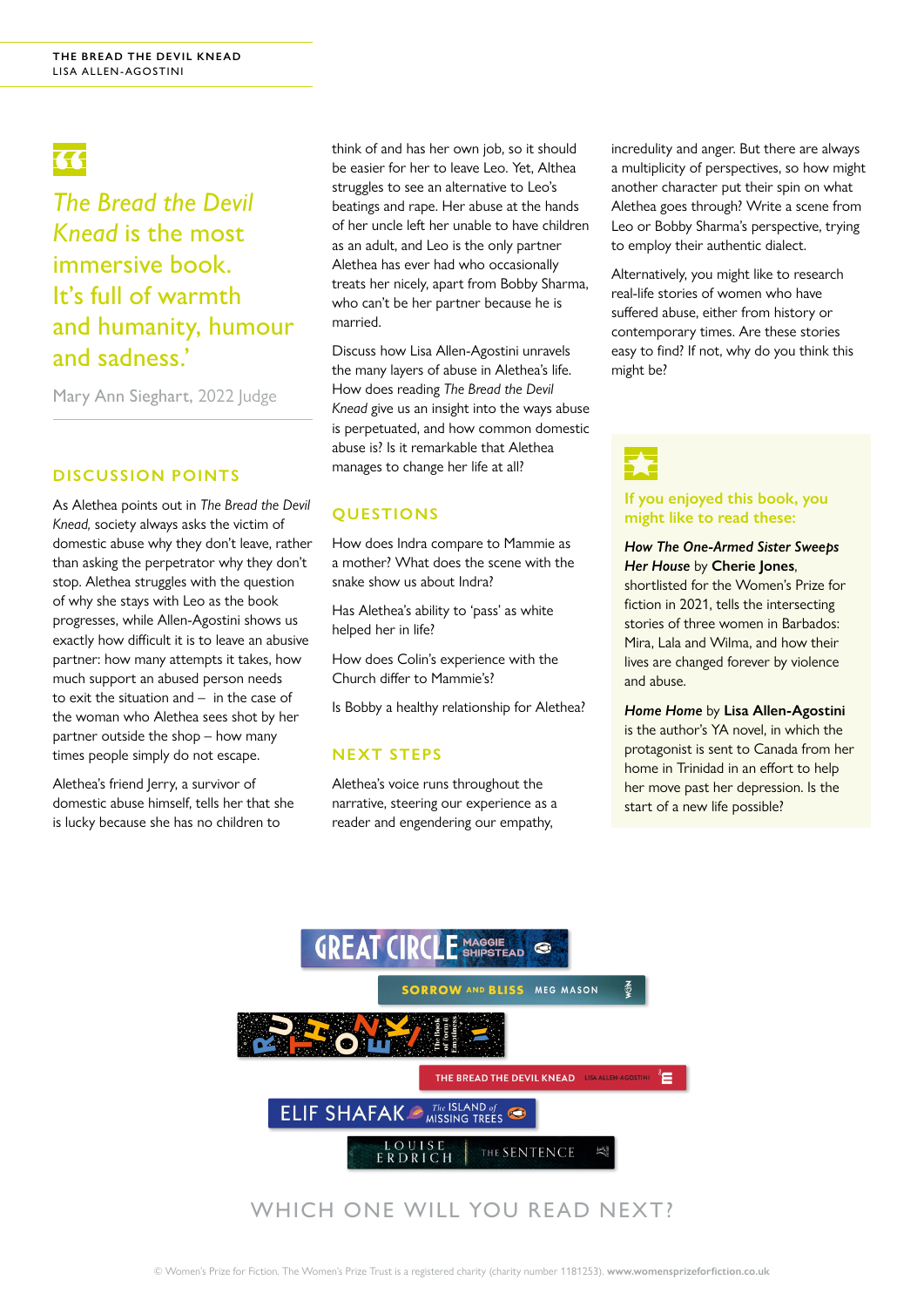> *The Bread the Devil Knead* is the most immersive book. It's full of warmth and humanity, humour and sadness.'

Mary Ann Sieghart, 2022 Judge

## DISCUSSION POINTS

As Alethea points out in *The Bread the Devil Knead,* society always asks the victim of domestic abuse why they don't leave, rather than asking the perpetrator why they don't stop. Alethea struggles with the question of why she stays with Leo as the book progresses, while Allen-Agostini shows us exactly how difficult it is to leave an abusive partner: how many attempts it takes, how much support an abused person needs to exit the situation and – in the case of the woman who Alethea sees shot by her partner outside the shop – how many times people simply do not escape.

Alethea's friend Jerry, a survivor of domestic abuse himself, tells her that she is lucky because she has no children to think of and has her own job, so it should be easier for her to leave Leo. Yet, Althea struggles to see an alternative to Leo's beatings and rape. Her abuse at the hands of her uncle left her unable to have children as an adult, and Leo is the only partner Alethea has ever had who occasionally treats her nicely, apart from Bobby Sharma, who can't be her partner because he is married.

Discuss how Lisa Allen-Agostini unravels the many layers of abuse in Alethea's life. How does reading *The Bread the Devil Knead* give us an insight into the ways abuse is perpetuated, and how common domestic abuse is? Is it remarkable that Alethea manages to change her life at all?

## QUESTIONS

How does Indra compare to Mammie as a mother? What does the scene with the snake show us about Indra?

Has Alethea's ability to 'pass' as white helped her in life?

How does Colin's experience with the Church differ to Mammie's?

Is Bobby a healthy relationship for Alethea?

## NEXT STEPS

Alethea's voice runs throughout the narrative, steering our experience as a reader and engendering our empathy, incredulity and anger. But there are always a multiplicity of perspectives, so how might another character put their spin on what Alethea goes through? Write a scene from Leo or Bobby Sharma's perspective, trying to employ their authentic dialect.

Alternatively, you might like to research real-life stories of women who have suffered abuse, either from history or contemporary times. Are these stories easy to find? If not, why do you think this might be?

### If you enjoyed this book, you might like to read these:

***How The One-Armed Sister Sweeps Her House*** by **Cherie Jones**, shortlisted for the Women's Prize for fiction in 2021, tells the intersecting stories of three women in Barbados: Mira, Lala and Wilma, and how their lives are changed forever by violence and abuse.

***Home Home*** by **Lisa Allen-Agostini** is the author's YA novel, in which the protagonist is sent to Canada from her home in Trinidad in an effort to help her move past her depression. Is the start of a new life possible?

GREAT CIRCLE MAGGIE SHIPSTEAD

SORROW AND BLISS MEG MASON

RUTH OZEKI The Book of Form & Emptiness

THE BREAD THE DEVIL KNEAD LISA ALLEN-AGOSTINI

ELIF SHAFAK The ISLAND of MISSING TREES

LOUISE ERDRICH THE SENTENCE

WHICH ONE WILL YOU READ NEXT?

© Women's Prize for Fiction. The Women's Prize Trust is a registered charity (charity number 1181253). **www.womensprizeforfiction.co.uk**